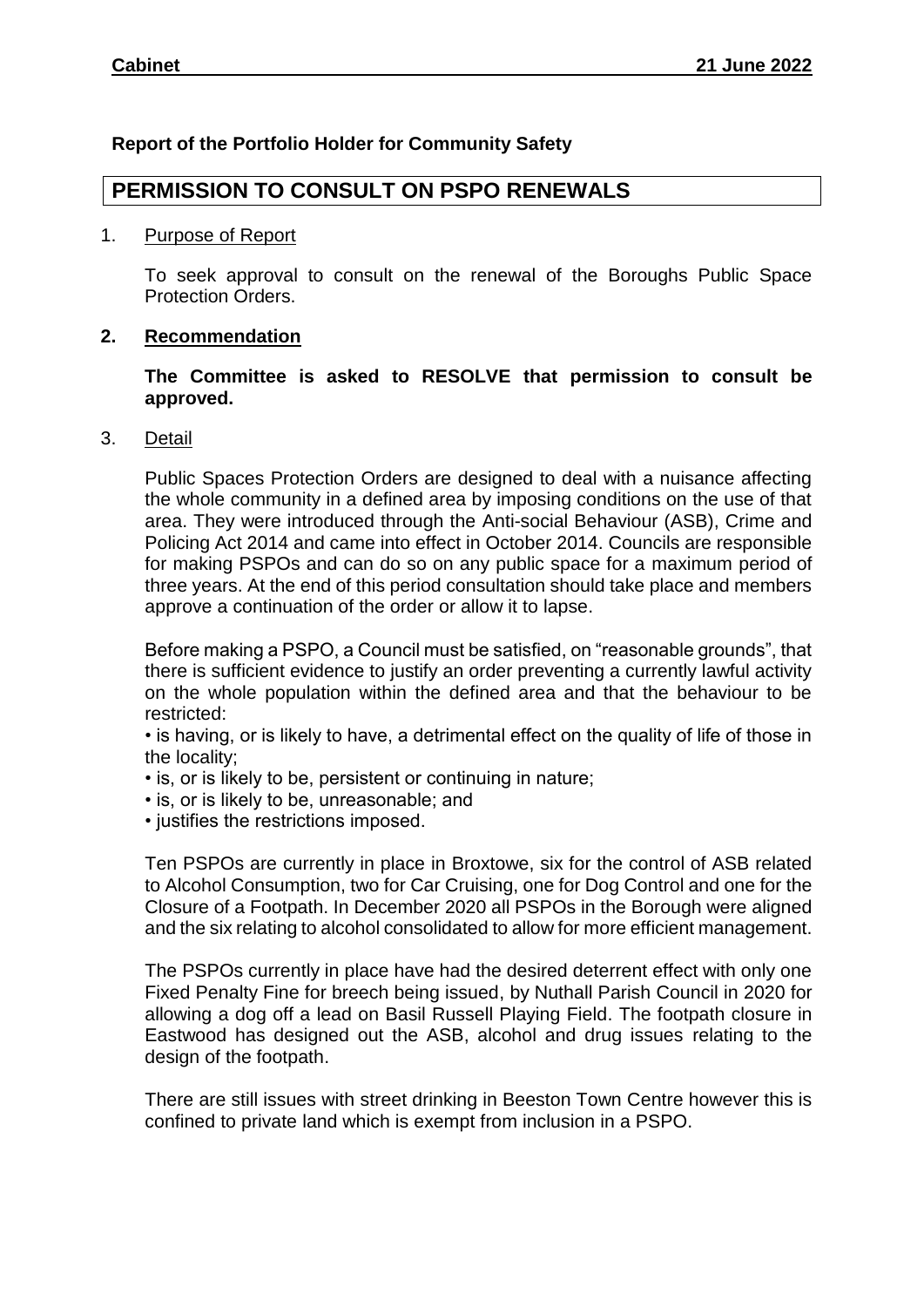**Cabinet 21 June 2022**

**Report of the Portfolio Holder for Community Safety**

# PERMISSION TO CONSULT ON PSPO RENEWALS

1. Purpose of Report

   To seek approval to consult on the renewal of the Boroughs Public Space Protection Orders.

2. **Recommendation**

   **The Committee is asked to RESOLVE that permission to consult be approved.**

3. Detail

   Public Spaces Protection Orders are designed to deal with a nuisance affecting the whole community in a defined area by imposing conditions on the use of that area. They were introduced through the Anti-social Behaviour (ASB), Crime and Policing Act 2014 and came into effect in October 2014. Councils are responsible for making PSPOs and can do so on any public space for a maximum period of three years. At the end of this period consultation should take place and members approve a continuation of the order or allow it to lapse.

   Before making a PSPO, a Council must be satisfied, on "reasonable grounds", that there is sufficient evidence to justify an order preventing a currently lawful activity on the whole population within the defined area and that the behaviour to be restricted:

   - is having, or is likely to have, a detrimental effect on the quality of life of those in the locality;
   - is, or is likely to be, persistent or continuing in nature;
   - is, or is likely to be, unreasonable; and
   - justifies the restrictions imposed.

   Ten PSPOs are currently in place in Broxtowe, six for the control of ASB related to Alcohol Consumption, two for Car Cruising, one for Dog Control and one for the Closure of a Footpath. In December 2020 all PSPOs in the Borough were aligned and the six relating to alcohol consolidated to allow for more efficient management.

   The PSPOs currently in place have had the desired deterrent effect with only one Fixed Penalty Fine for breech being issued, by Nuthall Parish Council in 2020 for allowing a dog off a lead on Basil Russell Playing Field. The footpath closure in Eastwood has designed out the ASB, alcohol and drug issues relating to the design of the footpath.

   There are still issues with street drinking in Beeston Town Centre however this is confined to private land which is exempt from inclusion in a PSPO.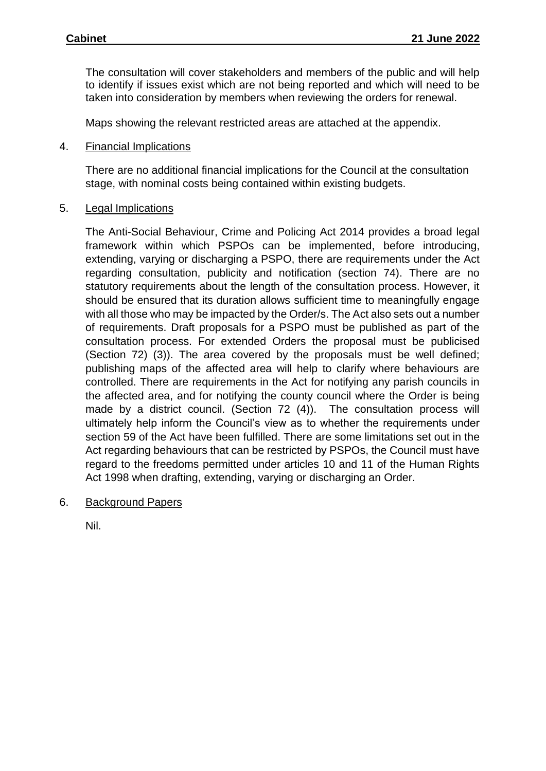The consultation will cover stakeholders and members of the public and will help to identify if issues exist which are not being reported and which will need to be taken into consideration by members when reviewing the orders for renewal.

Maps showing the relevant restricted areas are attached at the appendix.

4. Financial Implications

There are no additional financial implications for the Council at the consultation stage, with nominal costs being contained within existing budgets.

5. Legal Implications

The Anti-Social Behaviour, Crime and Policing Act 2014 provides a broad legal framework within which PSPOs can be implemented, before introducing, extending, varying or discharging a PSPO, there are requirements under the Act regarding consultation, publicity and notification (section 74). There are no statutory requirements about the length of the consultation process. However, it should be ensured that its duration allows sufficient time to meaningfully engage with all those who may be impacted by the Order/s. The Act also sets out a number of requirements. Draft proposals for a PSPO must be published as part of the consultation process. For extended Orders the proposal must be publicised (Section 72) (3)). The area covered by the proposals must be well defined; publishing maps of the affected area will help to clarify where behaviours are controlled. There are requirements in the Act for notifying any parish councils in the affected area, and for notifying the county council where the Order is being made by a district council. (Section 72 (4)). The consultation process will ultimately help inform the Council's view as to whether the requirements under section 59 of the Act have been fulfilled. There are some limitations set out in the Act regarding behaviours that can be restricted by PSPOs, the Council must have regard to the freedoms permitted under articles 10 and 11 of the Human Rights Act 1998 when drafting, extending, varying or discharging an Order.

6. Background Papers

Nil.